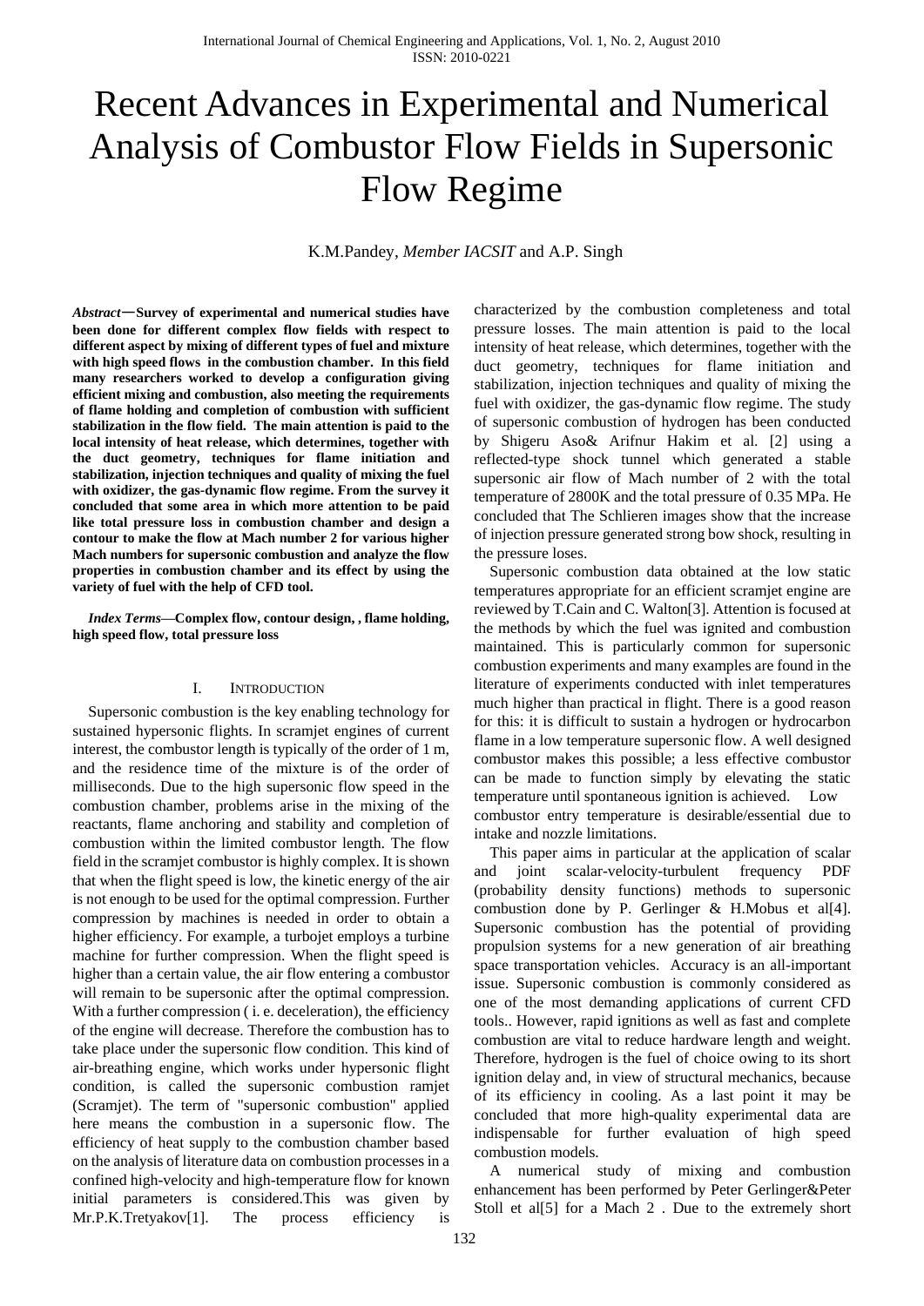# Recent Advances in Experimental and Numerical Analysis of Combustor Flow Fields in Supersonic Flow Regime

K.M.Pandey, *Member IACSIT* and A.P. Singh

***Abstract*—Survey of experimental and numerical studies have been done for different complex flow fields with respect to different aspect by mixing of different types of fuel and mixture with high speed flows in the combustion chamber. In this field many researchers worked to develop a configuration giving efficient mixing and combustion, also meeting the requirements of flame holding and completion of combustion with sufficient stabilization in the flow field. The main attention is paid to the local intensity of heat release, which determines, together with the duct geometry, techniques for flame initiation and stabilization, injection techniques and quality of mixing the fuel with oxidizer, the gas-dynamic flow regime. From the survey it concluded that some area in which more attention to be paid like total pressure loss in combustion chamber and design a contour to make the flow at Mach number 2 for various higher Mach numbers for supersonic combustion and analyze the flow properties in combustion chamber and its effect by using the variety of fuel with the help of CFD tool.**

***Index Terms*—Complex flow, contour design, , flame holding, high speed flow, total pressure loss**

## I. Introduction

Supersonic combustion is the key enabling technology for sustained hypersonic flights. In scramjet engines of current interest, the combustor length is typically of the order of 1 m, and the residence time of the mixture is of the order of milliseconds. Due to the high supersonic flow speed in the combustion chamber, problems arise in the mixing of the reactants, flame anchoring and stability and completion of combustion within the limited combustor length. The flow field in the scramjet combustor is highly complex. It is shown that when the flight speed is low, the kinetic energy of the air is not enough to be used for the optimal compression. Further compression by machines is needed in order to obtain a higher efficiency. For example, a turbojet employs a turbine machine for further compression. When the flight speed is higher than a certain value, the air flow entering a combustor will remain to be supersonic after the optimal compression. With a further compression ( i. e. deceleration), the efficiency of the engine will decrease. Therefore the combustion has to take place under the supersonic flow condition. This kind of air-breathing engine, which works under hypersonic flight condition, is called the supersonic combustion ramjet (Scramjet). The term of "supersonic combustion" applied here means the combustion in a supersonic flow. The efficiency of heat supply to the combustion chamber based on the analysis of literature data on combustion processes in a confined high-velocity and high-temperature flow for known initial parameters is considered.This was given by Mr.P.K.Tretyakov[1]. The process efficiency is characterized by the combustion completeness and total pressure losses. The main attention is paid to the local intensity of heat release, which determines, together with the duct geometry, techniques for flame initiation and stabilization, injection techniques and quality of mixing the fuel with oxidizer, the gas-dynamic flow regime. The study of supersonic combustion of hydrogen has been conducted by Shigeru Aso& Arifnur Hakim et al. [2] using a reflected-type shock tunnel which generated a stable supersonic air flow of Mach number of 2 with the total temperature of 2800K and the total pressure of 0.35 MPa. He concluded that The Schlieren images show that the increase of injection pressure generated strong bow shock, resulting in the pressure loses.

Supersonic combustion data obtained at the low static temperatures appropriate for an efficient scramjet engine are reviewed by T.Cain and C. Walton[3]. Attention is focused at the methods by which the fuel was ignited and combustion maintained. This is particularly common for supersonic combustion experiments and many examples are found in the literature of experiments conducted with inlet temperatures much higher than practical in flight. There is a good reason for this: it is difficult to sustain a hydrogen or hydrocarbon flame in a low temperature supersonic flow. A well designed combustor makes this possible; a less effective combustor can be made to function simply by elevating the static temperature until spontaneous ignition is achieved. Low combustor entry temperature is desirable/essential due to intake and nozzle limitations.

This paper aims in particular at the application of scalar and joint scalar-velocity-turbulent frequency PDF (probability density functions) methods to supersonic combustion done by P. Gerlinger & H.Mobus et al[4]. Supersonic combustion has the potential of providing propulsion systems for a new generation of air breathing space transportation vehicles. Accuracy is an all-important issue. Supersonic combustion is commonly considered as one of the most demanding applications of current CFD tools.. However, rapid ignitions as well as fast and complete combustion are vital to reduce hardware length and weight. Therefore, hydrogen is the fuel of choice owing to its short ignition delay and, in view of structural mechanics, because of its efficiency in cooling. As a last point it may be concluded that more high-quality experimental data are indispensable for further evaluation of high speed combustion models.

A numerical study of mixing and combustion enhancement has been performed by Peter Gerlinger&Peter Stoll et al[5] for a Mach 2 . Due to the extremely short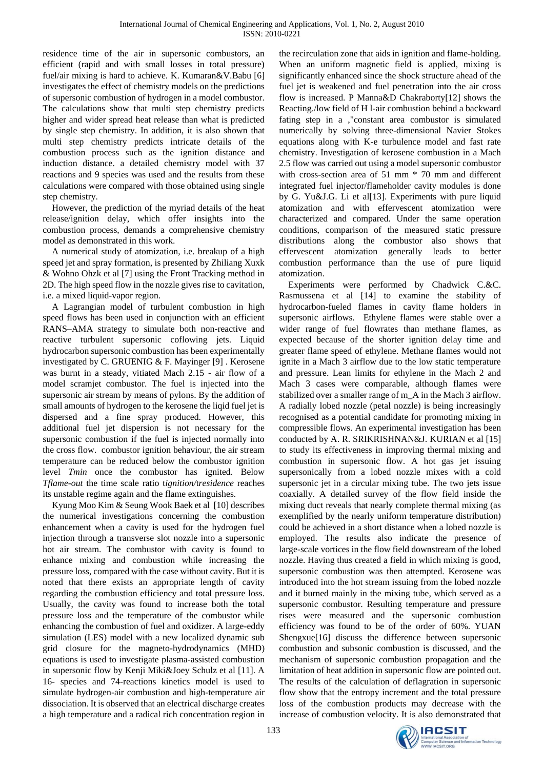residence time of the air in supersonic combustors, an efficient (rapid and with small losses in total pressure) fuel/air mixing is hard to achieve. K. Kumaran&V.Babu [6] investigates the effect of chemistry models on the predictions of supersonic combustion of hydrogen in a model combustor. The calculations show that multi step chemistry predicts higher and wider spread heat release than what is predicted by single step chemistry. In addition, it is also shown that multi step chemistry predicts intricate details of the combustion process such as the ignition distance and induction distance. a detailed chemistry model with 37 reactions and 9 species was used and the results from these calculations were compared with those obtained using single step chemistry.

However, the prediction of the myriad details of the heat release/ignition delay, which offer insights into the combustion process, demands a comprehensive chemistry model as demonstrated in this work.

A numerical study of atomization, i.e. breakup of a high speed jet and spray formation, is presented by Zhiliang Xuxk & Wohno Ohzk et al [7] using the Front Tracking method in 2D. The high speed flow in the nozzle gives rise to cavitation, i.e. a mixed liquid-vapor region.

A Lagrangian model of turbulent combustion in high speed flows has been used in conjunction with an efficient RANS–AMA strategy to simulate both non-reactive and reactive turbulent supersonic coflowing jets. Liquid hydrocarbon supersonic combustion has been experimentally investigated by C. GRUENIG & F. Mayinger [9] . Kerosene was burnt in a steady, vitiated Mach 2.15 - air flow of a model scramjet combustor. The fuel is injected into the supersonic air stream by means of pylons. By the addition of small amounts of hydrogen to the kerosene the liqid fuel jet is dispersed and a fine spray produced. However, this additional fuel jet dispersion is not necessary for the supersonic combustion if the fuel is injected normally into the cross flow. combustor ignition behaviour, the air stream temperature can be reduced below the combustor ignition level *Tmin* once the combustor has ignited. Below *Tflame-out* the time scale ratio t*ignition/tresidence* reaches its unstable regime again and the flame extinguishes.

Kyung Moo Kim & Seung Wook Baek et al [10] describes the numerical investigations concerning the combustion enhancement when a cavity is used for the hydrogen fuel injection through a transverse slot nozzle into a supersonic hot air stream. The combustor with cavity is found to enhance mixing and combustion while increasing the pressure loss, compared with the case without cavity. But it is noted that there exists an appropriate length of cavity regarding the combustion efficiency and total pressure loss. Usually, the cavity was found to increase both the total pressure loss and the temperature of the combustor while enhancing the combustion of fuel and oxidizer. A large-eddy simulation (LES) model with a new localized dynamic sub grid closure for the magneto-hydrodynamics (MHD) equations is used to investigate plasma-assisted combustion in supersonic flow by Kenji Miki&Joey Schulz et al [11]. A 16- species and 74-reactions kinetics model is used to simulate hydrogen-air combustion and high-temperature air dissociation. It is observed that an electrical discharge creates a high temperature and a radical rich concentration region in the recirculation zone that aids in ignition and flame-holding. When an uniform magnetic field is applied, mixing is significantly enhanced since the shock structure ahead of the fuel jet is weakened and fuel penetration into the air cross flow is increased. P Manna&D Chakraborty[12] shows the Reacting./low field of H l-air combustion behind a backward fating step in a ,"constant area combustor is simulated numerically by solving three-dimensional Navier Stokes equations along with K-e turbulence model and fast rate chemistry. Investigation of kerosene combustion in a Mach 2.5 flow was carried out using a model supersonic combustor with cross-section area of 51 mm * 70 mm and different integrated fuel injector/flameholder cavity modules is done by G. Yu&J.G. Li et al[13]. Experiments with pure liquid atomization and with effervescent atomization were characterized and compared. Under the same operation conditions, comparison of the measured static pressure distributions along the combustor also shows that effervescent atomization generally leads to better combustion performance than the use of pure liquid atomization.

Experiments were performed by Chadwick C.&C. Rasmussena et al [14] to examine the stability of hydrocarbon-fueled flames in cavity flame holders in supersonic airflows. Ethylene flames were stable over a wider range of fuel flowrates than methane flames, as expected because of the shorter ignition delay time and greater flame speed of ethylene. Methane flames would not ignite in a Mach 3 airflow due to the low static temperature and pressure. Lean limits for ethylene in the Mach 2 and Mach 3 cases were comparable, although flames were stabilized over a smaller range of m_A in the Mach 3 airflow. A radially lobed nozzle (petal nozzle) is being increasingly recognised as a potential candidate for promoting mixing in compressible flows. An experimental investigation has been conducted by A. R. SRIKRISHNAN&J. KURIAN et al [15] to study its effectiveness in improving thermal mixing and combustion in supersonic flow. A hot gas jet issuing supersonically from a lobed nozzle mixes with a cold supersonic jet in a circular mixing tube. The two jets issue coaxially. A detailed survey of the flow field inside the mixing duct reveals that nearly complete thermal mixing (as exemplified by the nearly uniform temperature distribution) could be achieved in a short distance when a lobed nozzle is employed. The results also indicate the presence of large-scale vortices in the flow field downstream of the lobed nozzle. Having thus created a field in which mixing is good, supersonic combustion was then attempted. Kerosene was introduced into the hot stream issuing from the lobed nozzle and it burned mainly in the mixing tube, which served as a supersonic combustor. Resulting temperature and pressure rises were measured and the supersonic combustion efficiency was found to be of the order of 60%. YUAN Shengxue[16] discuss the difference between supersonic combustion and subsonic combustion is discussed, and the mechanism of supersonic combustion propagation and the limitation of heat addition in supersonic flow are pointed out. The results of the calculation of deflagration in supersonic flow show that the entropy increment and the total pressure loss of the combustion products may decrease with the increase of combustion velocity. It is also demonstrated that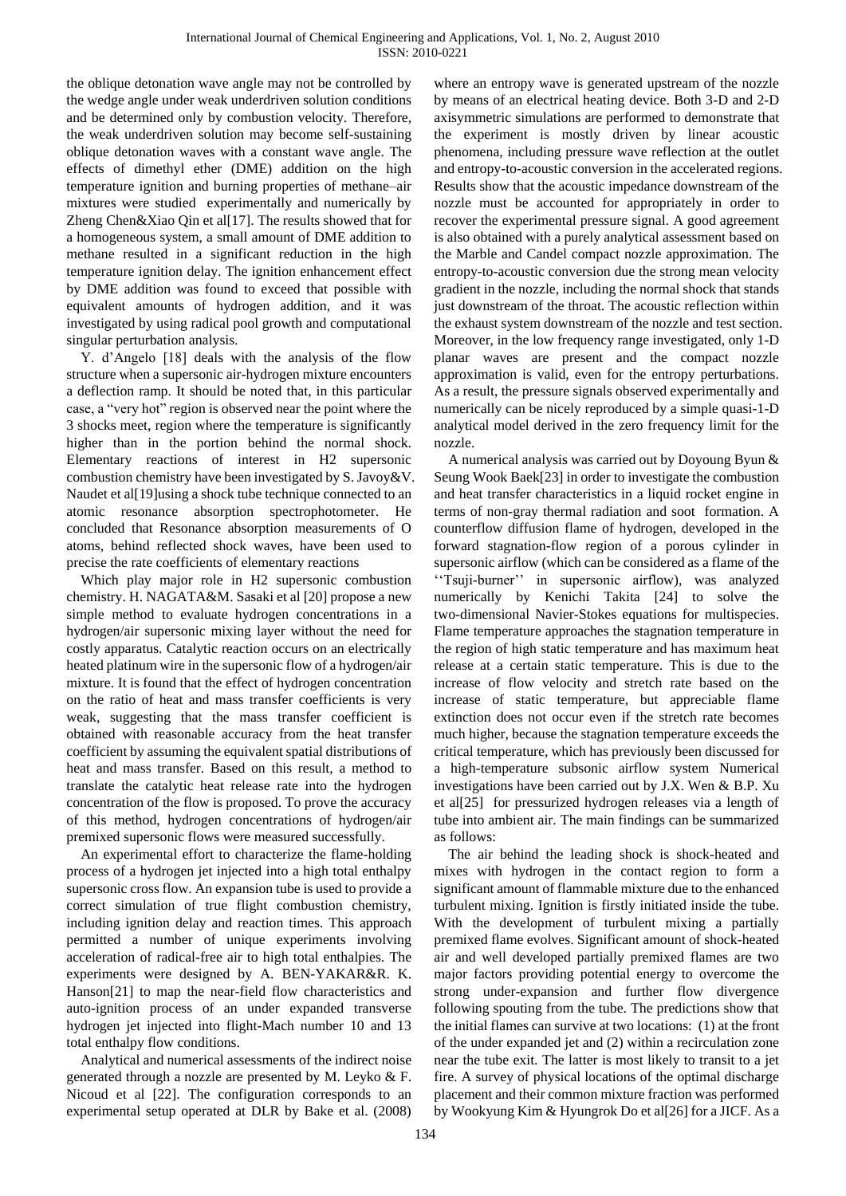the oblique detonation wave angle may not be controlled by the wedge angle under weak underdriven solution conditions and be determined only by combustion velocity. Therefore, the weak underdriven solution may become self-sustaining oblique detonation waves with a constant wave angle. The effects of dimethyl ether (DME) addition on the high temperature ignition and burning properties of methane–air mixtures were studied experimentally and numerically by Zheng Chen&Xiao Qin et al[17]. The results showed that for a homogeneous system, a small amount of DME addition to methane resulted in a significant reduction in the high temperature ignition delay. The ignition enhancement effect by DME addition was found to exceed that possible with equivalent amounts of hydrogen addition, and it was investigated by using radical pool growth and computational singular perturbation analysis.

Y. d'Angelo [18] deals with the analysis of the flow structure when a supersonic air-hydrogen mixture encounters a deflection ramp. It should be noted that, in this particular case, a "very hot" region is observed near the point where the 3 shocks meet, region where the temperature is significantly higher than in the portion behind the normal shock. Elementary reactions of interest in H2 supersonic combustion chemistry have been investigated by S. Javoy&V. Naudet et al[19]using a shock tube technique connected to an atomic resonance absorption spectrophotometer. He concluded that Resonance absorption measurements of O atoms, behind reflected shock waves, have been used to precise the rate coefficients of elementary reactions

Which play major role in H2 supersonic combustion chemistry. H. NAGATA&M. Sasaki et al [20] propose a new simple method to evaluate hydrogen concentrations in a hydrogen/air supersonic mixing layer without the need for costly apparatus. Catalytic reaction occurs on an electrically heated platinum wire in the supersonic flow of a hydrogen/air mixture. It is found that the effect of hydrogen concentration on the ratio of heat and mass transfer coefficients is very weak, suggesting that the mass transfer coefficient is obtained with reasonable accuracy from the heat transfer coefficient by assuming the equivalent spatial distributions of heat and mass transfer. Based on this result, a method to translate the catalytic heat release rate into the hydrogen concentration of the flow is proposed. To prove the accuracy of this method, hydrogen concentrations of hydrogen/air premixed supersonic flows were measured successfully.

An experimental effort to characterize the flame-holding process of a hydrogen jet injected into a high total enthalpy supersonic cross flow. An expansion tube is used to provide a correct simulation of true flight combustion chemistry, including ignition delay and reaction times. This approach permitted a number of unique experiments involving acceleration of radical-free air to high total enthalpies. The experiments were designed by A. BEN-YAKAR&R. K. Hanson[21] to map the near-field flow characteristics and auto-ignition process of an under expanded transverse hydrogen jet injected into flight-Mach number 10 and 13 total enthalpy flow conditions.

Analytical and numerical assessments of the indirect noise generated through a nozzle are presented by M. Leyko & F. Nicoud et al [22]. The configuration corresponds to an experimental setup operated at DLR by Bake et al. (2008) where an entropy wave is generated upstream of the nozzle by means of an electrical heating device. Both 3-D and 2-D axisymmetric simulations are performed to demonstrate that the experiment is mostly driven by linear acoustic phenomena, including pressure wave reflection at the outlet and entropy-to-acoustic conversion in the accelerated regions. Results show that the acoustic impedance downstream of the nozzle must be accounted for appropriately in order to recover the experimental pressure signal. A good agreement is also obtained with a purely analytical assessment based on the Marble and Candel compact nozzle approximation. The entropy-to-acoustic conversion due the strong mean velocity gradient in the nozzle, including the normal shock that stands just downstream of the throat. The acoustic reflection within the exhaust system downstream of the nozzle and test section. Moreover, in the low frequency range investigated, only 1-D planar waves are present and the compact nozzle approximation is valid, even for the entropy perturbations. As a result, the pressure signals observed experimentally and numerically can be nicely reproduced by a simple quasi-1-D analytical model derived in the zero frequency limit for the nozzle.

A numerical analysis was carried out by Doyoung Byun & Seung Wook Baek[23] in order to investigate the combustion and heat transfer characteristics in a liquid rocket engine in terms of non-gray thermal radiation and soot formation. A counterflow diffusion flame of hydrogen, developed in the forward stagnation-flow region of a porous cylinder in supersonic airflow (which can be considered as a flame of the ''Tsuji-burner'' in supersonic airflow), was analyzed numerically by Kenichi Takita [24] to solve the two-dimensional Navier-Stokes equations for multispecies. Flame temperature approaches the stagnation temperature in the region of high static temperature and has maximum heat release at a certain static temperature. This is due to the increase of flow velocity and stretch rate based on the increase of static temperature, but appreciable flame extinction does not occur even if the stretch rate becomes much higher, because the stagnation temperature exceeds the critical temperature, which has previously been discussed for a high-temperature subsonic airflow system Numerical investigations have been carried out by J.X. Wen & B.P. Xu et al[25] for pressurized hydrogen releases via a length of tube into ambient air. The main findings can be summarized as follows:

The air behind the leading shock is shock-heated and mixes with hydrogen in the contact region to form a significant amount of flammable mixture due to the enhanced turbulent mixing. Ignition is firstly initiated inside the tube. With the development of turbulent mixing a partially premixed flame evolves. Significant amount of shock-heated air and well developed partially premixed flames are two major factors providing potential energy to overcome the strong under-expansion and further flow divergence following spouting from the tube. The predictions show that the initial flames can survive at two locations: (1) at the front of the under expanded jet and (2) within a recirculation zone near the tube exit. The latter is most likely to transit to a jet fire. A survey of physical locations of the optimal discharge placement and their common mixture fraction was performed by Wookyung Kim & Hyungrok Do et al[26] for a JICF. As a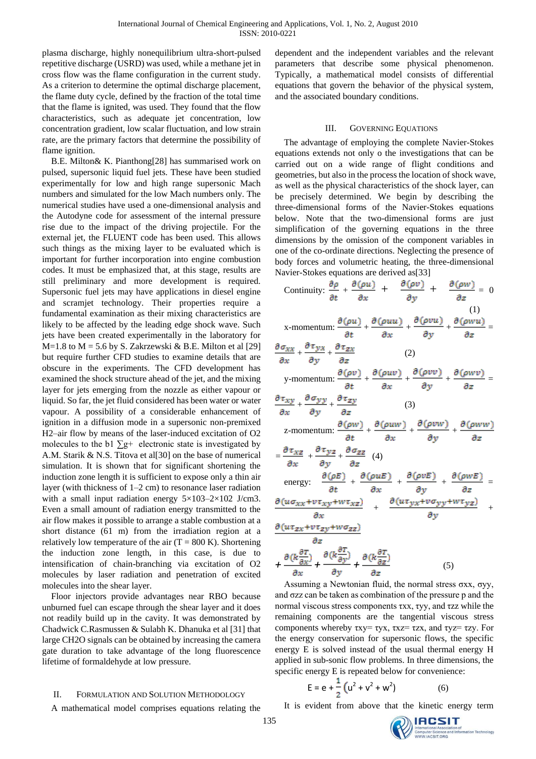plasma discharge, highly nonequilibrium ultra-short-pulsed repetitive discharge (USRD) was used, while a methane jet in cross flow was the flame configuration in the current study. As a criterion to determine the optimal discharge placement, the flame duty cycle, defined by the fraction of the total time that the flame is ignited, was used. They found that the flow characteristics, such as adequate jet concentration, low concentration gradient, low scalar fluctuation, and low strain rate, are the primary factors that determine the possibility of flame ignition.

B.E. Milton& K. Pianthong[28] has summarised work on pulsed, supersonic liquid fuel jets. These have been studied experimentally for low and high range supersonic Mach numbers and simulated for the low Mach numbers only. The numerical studies have used a one-dimensional analysis and the Autodyne code for assessment of the internal pressure rise due to the impact of the driving projectile. For the external jet, the FLUENT code has been used. This allows such things as the mixing layer to be evaluated which is important for further incorporation into engine combustion codes. It must be emphasized that, at this stage, results are still preliminary and more development is required. Supersonic fuel jets may have applications in diesel engine and scramjet technology. Their properties require a fundamental examination as their mixing characteristics are likely to be affected by the leading edge shock wave. Such jets have been created experimentally in the laboratory for M=1.8 to M = 5.6 by S. Zakrzewski & B.E. Milton et al [29] but require further CFD studies to examine details that are obscure in the experiments. The CFD development has examined the shock structure ahead of the jet, and the mixing layer for jets emerging from the nozzle as either vapour or liquid. So far, the jet fluid considered has been water or water vapour. A possibility of a considerable enhancement of ignition in a diffusion mode in a supersonic non-premixed H2–air flow by means of the laser-induced excitation of O2 molecules to the b1 ∑g+ electronic state is investigated by A.M. Starik & N.S. Titova et al[30] on the base of numerical simulation. It is shown that for significant shortening the induction zone length it is sufficient to expose only a thin air layer (with thickness of 1–2 cm) to resonance laser radiation with a small input radiation energy 5×103–2×102 J/cm3. Even a small amount of radiation energy transmitted to the air flow makes it possible to arrange a stable combustion at a short distance (61 m) from the irradiation region at a relatively low temperature of the air (T = 800 K). Shortening the induction zone length, in this case, is due to intensification of chain-branching via excitation of O2 molecules by laser radiation and penetration of excited molecules into the shear layer.

Floor injectors provide advantages near RBO because unburned fuel can escape through the shear layer and it does not readily build up in the cavity. It was demonstrated by Chadwick C.Rasmussen & Sulabh K. Dhanuka et al [31] that large CH2O signals can be obtained by increasing the camera gate duration to take advantage of the long fluorescence lifetime of formaldehyde at low pressure.

## II. Formulation and Solution Methodology

A mathematical model comprises equations relating the dependent and the independent variables and the relevant parameters that describe some physical phenomenon. Typically, a mathematical model consists of differential equations that govern the behavior of the physical system, and the associated boundary conditions.

## III. Governing Equations

The advantage of employing the complete Navier-Stokes equations extends not only o the investigations that can be carried out on a wide range of flight conditions and geometries, but also in the process the location of shock wave, as well as the physical characteristics of the shock layer, can be precisely determined. We begin by describing the three-dimensional forms of the Navier-Stokes equations below. Note that the two-dimensional forms are just simplification of the governing equations in the three dimensions by the omission of the component variables in one of the co-ordinate directions. Neglecting the presence of body forces and volumetric heating, the three-dimensional Navier-Stokes equations are derived as[33]

Continuity:
$$\frac{\partial \rho}{\partial t} + \frac{\partial(\rho u)}{\partial x} + \frac{\partial(\rho v)}{\partial y} + \frac{\partial(\rho w)}{\partial z} = 0 \tag{1}$$

x-momentum:
$$\frac{\partial(\rho u)}{\partial t} + \frac{\partial(\rho uu)}{\partial x} + \frac{\partial(\rho vu)}{\partial y} + \frac{\partial(\rho wu)}{\partial z} = \frac{\partial \sigma_{xx}}{\partial x} + \frac{\partial \tau_{yx}}{\partial y} + \frac{\partial \tau_{zx}}{\partial z} \tag{2}$$

y-momentum:
$$\frac{\partial(\rho v)}{\partial t} + \frac{\partial(\rho uv)}{\partial x} + \frac{\partial(\rho vv)}{\partial y} + \frac{\partial(\rho wv)}{\partial z} = \frac{\partial \tau_{xy}}{\partial x} + \frac{\partial \sigma_{yy}}{\partial y} + \frac{\partial \tau_{zy}}{\partial z} \tag{3}$$

z-momentum:
$$\frac{\partial(\rho w)}{\partial t} + \frac{\partial(\rho uw)}{\partial x} + \frac{\partial(\rho vw)}{\partial y} + \frac{\partial(\rho ww)}{\partial z} = \frac{\partial \tau_{xz}}{\partial x} + \frac{\partial \tau_{yz}}{\partial y} + \frac{\partial \sigma_{zz}}{\partial z} \tag{4}$$

energy:
$$\frac{\partial(\rho E)}{\partial t} + \frac{\partial(\rho uE)}{\partial x} + \frac{\partial(\rho vE)}{\partial y} + \frac{\partial(\rho wE)}{\partial z} = \frac{\partial(u\sigma_{xx}+v\tau_{xy}+w\tau_{xz})}{\partial x} + \frac{\partial(u\tau_{yx}+v\sigma_{yy}+w\tau_{yz})}{\partial y} + \frac{\partial(u\tau_{zx}+v\tau_{zy}+w\sigma_{zz})}{\partial z} + \frac{\partial\left(k\frac{\partial T}{\partial x}\right)}{\partial x} + \frac{\partial\left(k\frac{\partial T}{\partial y}\right)}{\partial y} + \frac{\partial\left(k\frac{\partial T}{\partial z}\right)}{\partial z} \tag{5}$$

Assuming a Newtonian fluid, the normal stress $\sigma_{xx}$, $\sigma_{yy}$, and $\sigma_{zz}$ can be taken as combination of the pressure p and the normal viscous stress components $\tau_{xx}$, $\tau_{yy}$, and $\tau_{zz}$ while the remaining components are the tangential viscous stress components whereby $\tau_{xy}= \tau_{yx}$, $\tau_{xz}= \tau_{zx}$, and $\tau_{yz}= \tau_{zy}$. For the energy conservation for supersonic flows, the specific energy E is solved instead of the usual thermal energy H applied in sub-sonic flow problems. In three dimensions, the specific energy E is repeated below for convenience:

$$E = e + \frac{1}{2}\left(u^2 + v^2 + w^2\right) \tag{6}$$

It is evident from above that the kinetic energy term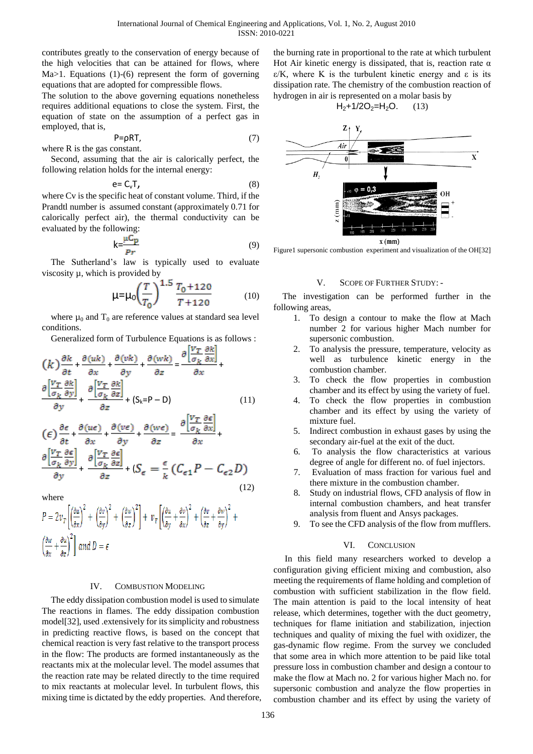contributes greatly to the conservation of energy because of the high velocities that can be attained for flows, where Ma>1. Equations (1)-(6) represent the form of governing equations that are adopted for compressible flows.

The solution to the above governing equations nonetheless requires additional equations to close the system. First, the equation of state on the assumption of a perfect gas in employed, that is,

$$P=\rho RT, \tag{7}$$

where R is the gas constant.

Second, assuming that the air is calorically perfect, the following relation holds for the internal energy:

$$e= C_vT, \tag{8}$$

where Cv is the specific heat of constant volume. Third, if the Prandtl number is assumed constant (approximately 0.71 for calorically perfect air), the thermal conductivity can be evaluated by the following:

$$k=\frac{\mu C_p}{Pr} \tag{9}$$

The Sutherland's law is typically used to evaluate viscosity μ, which is provided by

$$\mu=\mu_0\left(\frac{T}{T_0}\right)^{1.5}\frac{T_0+120}{T+120} \tag{10}$$

where $\mu_0$ and $T_0$ are reference values at standard sea level conditions.

Generalized form of Turbulence Equations is as follows :

$$(k)\frac{\partial k}{\partial t}+\frac{\partial(uk)}{\partial x}+\frac{\partial(vk)}{\partial y}+\frac{\partial(wk)}{\partial z}=\frac{\partial\left[\frac{V_T}{\sigma_k}\frac{\partial k}{\partial x}\right]}{\partial x}+\frac{\partial\left[\frac{V_T}{\sigma_k}\frac{\partial k}{\partial y}\right]}{\partial y}+\frac{\partial\left[\frac{V_T}{\sigma_k}\frac{\partial k}{\partial z}\right]}{\partial z}+(S_k=P-D) \tag{11}$$

$$(\epsilon)\frac{\partial \epsilon}{\partial t}+\frac{\partial(u\epsilon)}{\partial x}+\frac{\partial(v\epsilon)}{\partial y}+\frac{\partial(w\epsilon)}{\partial z}=\frac{\partial\left[\frac{V_T}{\sigma_k}\frac{\partial \epsilon}{\partial x}\right]}{\partial x}+\frac{\partial\left[\frac{V_T}{\sigma_k}\frac{\partial \epsilon}{\partial y}\right]}{\partial y}+\frac{\partial\left[\frac{V_T}{\sigma_k}\frac{\partial \epsilon}{\partial z}\right]}{\partial z}+(S_\epsilon=\frac{\epsilon}{k}(C_{\epsilon 1}P-C_{\epsilon 2}D) \tag{12}$$

where

$$P=2v_T\left[\left(\frac{\partial u}{\partial x}\right)^2+\left(\frac{\partial v}{\partial y}\right)^2+\left(\frac{\partial w}{\partial z}\right)^2\right]+v_T\left[\left(\frac{\partial u}{\partial y}+\frac{\partial v}{\partial x}\right)^2+\left(\frac{\partial v}{\partial z}+\frac{\partial w}{\partial y}\right)^2+\left(\frac{\partial w}{\partial x}+\frac{\partial u}{\partial z}\right)^2\right]\ and\ D=\epsilon$$

## IV. Combustion Modeling

The eddy dissipation combustion model is used to simulate The reactions in flames. The eddy dissipation combustion model[32], used .extensively for its simplicity and robustness in predicting reactive flows, is based on the concept that chemical reaction is very fast relative to the transport process in the flow: The products are formed instantaneously as the reactants mix at the molecular level. The model assumes that the reaction rate may be related directly to the time required to mix reactants at molecular level. In turbulent flows, this mixing time is dictated by the eddy properties. And therefore, the burning rate in proportional to the rate at which turbulent Hot Air kinetic energy is dissipated, that is, reaction rate α ε/K, where K is the turbulent kinetic energy and ε is its dissipation rate. The chemistry of the combustion reaction of hydrogen in air is represented on a molar basis by

$$H_2+1/2O_2=H_2O. \tag{13}$$

Figure1 supersonic combustion experiment and visualization of the OH[32]

## V. Scope of Further Study: -

The investigation can be performed further in the following areas,

1. To design a contour to make the flow at Mach number 2 for various higher Mach number for supersonic combustion.
2. To analysis the pressure, temperature, velocity as well as turbulence kinetic energy in the combustion chamber.
3. To check the flow properties in combustion chamber and its effect by using the variety of fuel.
4. To check the flow properties in combustion chamber and its effect by using the variety of mixture fuel.
5. Indirect combustion in exhaust gases by using the secondary air-fuel at the exit of the duct.
6. To analysis the flow characteristics at various degree of angle for different no. of fuel injectors.
7. Evaluation of mass fraction for various fuel and there mixture in the combustion chamber.
8. Study on industrial flows, CFD analysis of flow in internal combustion chambers, and heat transfer analysis from fluent and Ansys packages.
9. To see the CFD analysis of the flow from mufflers.

## VI. Conclusion

In this field many researchers worked to develop a configuration giving efficient mixing and combustion, also meeting the requirements of flame holding and completion of combustion with sufficient stabilization in the flow field. The main attention is paid to the local intensity of heat release, which determines, together with the duct geometry, techniques for flame initiation and stabilization, injection techniques and quality of mixing the fuel with oxidizer, the gas-dynamic flow regime. From the survey we concluded that some area in which more attention to be paid like total pressure loss in combustion chamber and design a contour to make the flow at Mach no. 2 for various higher Mach no. for supersonic combustion and analyze the flow properties in combustion chamber and its effect by using the variety of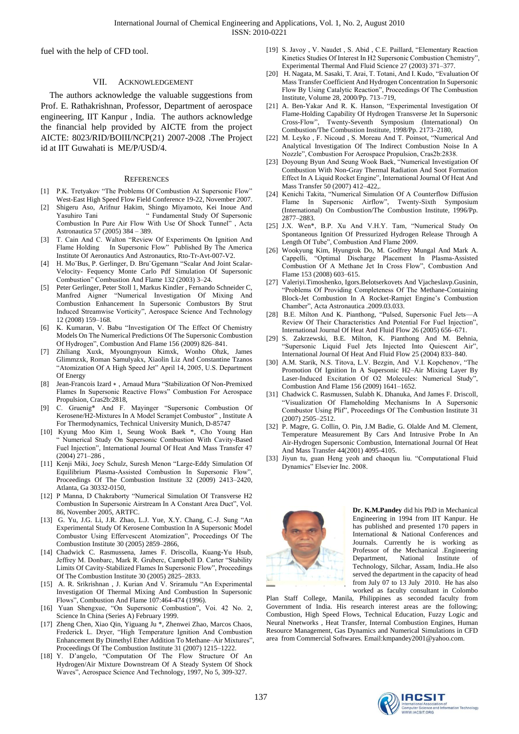fuel with the help of CFD tool.

## VII. Acknowledgement

The authors acknowledge the valuable suggestions from Prof. E. Rathakrishnan, Professor, Department of aerospace engineering, IIT Kanpur , India. The authors acknowledge the financial help provided by AICTE from the project AICTE: 8023/RID/BOIII/NCP(21) 2007-2008 .The Project id at IIT Guwahati is ME/P/USD/4.

## References

[1] P.K. Tretyakov "The Problems Of Combustion At Supersonic Flow" West-East High Speed Flow Field Conference 19-22, November 2007.

[2] Shigeru Aso, Arifnur Hakim, Shingo Miyamoto, Kei Inoue And Yasuhiro Tani " Fundamental Study Of Supersonic Combustion In Pure Air Flow With Use Of Shock Tunnel" , Acta Astronautica 57 (2005) 384 – 389.

[3] T. Cain And C. Walton "Review Of Experiments On Ignition And Flame Holding In Supersonic Flow" Published By The America Institute Of Aeronautics And Astronautics, Rto-Tr-Avt-007-V2.

[4] H. Mo¨Bus, P. Gerlinger, D. Bru¨Ggemann "Scalar And Joint Scalar-Velocity- Fequency Monte Carlo Pdf Simulation Of Supersonic Combustion" Combustion And Flame 132 (2003) 3–24.

[5] Peter Gerlinger, Peter Stoll 1, Markus Kindler , Fernando Schneider C, Manfred Aigner "Numerical Investigation Of Mixing And Combustion Enhancement In Supersonic Combustors By Strut Induced Streamwise Vorticity", Aerospace Science And Technology 12 (2008) 159–168.

[6] K. Kumaran, V. Babu "Investigation Of The Effect Of Chemistry Models On The Numerical Predictions Of The Supersonic Combustion Of Hydrogen", Combustion And Flame 156 (2009) 826–841.

[7] Zhiliang Xuxk, Myoungnyoun Kimxk, Wonho Ohzk, James Glimmzxk, Roman Samulyakx, Xiaolin Liz And Constantine Tzanos "Atomization Of A High Speed Jet" April 14, 2005, U.S. Department Of Energy

[8] Jean-Francois Izard ∗ , Arnaud Mura "Stabilization Of Non-Premixed Flames In Supersonic Reactive Flows" Combustion For Aerospace Propulsion, Cras2b:2818,

[9] C. Gruenig* And F. Mayinger "Supersonic Combustion Of Kerosene/H2-Mixtures In A Model Scramjet Combustor" , Institute A For Thermodynamics, Technical University Munich, D-85747

[10] Kyung Moo Kim 1, Seung Wook Baek *, Cho Young Han " Numerical Study On Supersonic Combustion With Cavity-Based Fuel Injection", International Journal Of Heat And Mass Transfer 47 (2004) 271–286 ,

[11] Kenji Miki, Joey Schulz, Suresh Menon "Large-Eddy Simulation Of Equilibrium Plasma-Assisted Combustion In Supersonic Flow", Proceedings Of The Combustion Institute 32 (2009) 2413–2420, Atlanta, Ga 30332-0150,

[12] P Manna, D Chakraborty "Numerical Simulation Of Transverse H2 Combustion In Supersonic Airstream In A Constant Area Duct", Vol. 86, November 2005, ARTFC.

[13] G. Yu, J.G. Li, J.R. Zhao, L.J. Yue, X.Y. Chang, C.-J. Sung "An Experimental Study Of Kerosene Combustion In A Supersonic Model Combustor Using Effervescent Atomization", Proceedings Of The Combustion Institute 30 (2005) 2859–2866,

[14] Chadwick C. Rasmussena, James F. Driscolla, Kuang-Yu Hsub, Jeffrey M. Donbarc, Mark R. Gruberc, Campbell D. Carter "Stability Limits Of Cavity-Stabilized Flames In Supersonic Flow", Proceedings Of The Combustion Institute 30 (2005) 2825–2833.

[15] A. R. Srikrishnan , J. Kurian And V. Sriramulu "An Experimental Investigation Of Thermal Mixing And Combustion In Supersonic Flows", Combustion And Flame 107:464-474 (1996).

[16] Yuan Shengxue, "On Supersonic Combustion", Voi. 42 No. 2, Science In China (Series A) February 1999.

[17] Zheng Chen, Xiao Qin, Yiguang Ju *, Zhenwei Zhao, Marcos Chaos, Frederick L. Dryer, "High Temperature Ignition And Combustion Enhancement By Dimethyl Ether Addition To Methane–Air Mixtures", Proceedings Of The Combustion Institute 31 (2007) 1215–1222.

[18] Y. D'angelo, "Computation Of The Flow Structure Of An Hydrogen/Air Mixture Downstream Of A Steady System Of Shock Waves", Aerospace Science And Technology, 1997, No 5, 309-327.

[19] S. Javoy , V. Naudet , S. Abid , C.E. Paillard, "Elementary Reaction Kinetics Studies Of Interest In H2 Supersonic Combustion Chemistry", Experimental Thermal And Fluid Science 27 (2003) 371–377.

[20] H. Nagata, M. Sasaki, T. Arai, T. Totani, And I. Kudo, "Evaluation Of Mass Transfer Coefficient And Hydrogen Concentration In Supersonic Flow By Using Catalytic Reaction", Proceedings Of The Combustion Institute, Volume 28, 2000/Pp. 713–719,

[21] A. Ben-Yakar And R. K. Hanson, "Experimental Investigation Of Flame-Holding Capability Of Hydrogen Transverse Jet In Supersonic Cross-Flow", Twenty-Seventh Symposium (International) On Combustion/The Combustion Institute, 1998/Pp. 2173–2180,

[22] M. Leyko , F. Nicoud , S. Moreau And T. Poinsot, "Numerical And Analytical Investigation Of The Indirect Combustion Noise In A Nozzle", Combustion For Aerospace Propulsion, Cras2b:2838.

[23] Doyoung Byun And Seung Wook Baek, "Numerical Investigation Of Combustion With Non-Gray Thermal Radiation And Soot Formation Effect In A Liquid Rocket Engine", International Journal Of Heat And Mass Transfer 50 (2007) 412–422,.

[24] Kenichi Takita, "Numerical Simulation Of A Counterflow Diffusion Flame In Supersonic Airflow", Twenty-Sixth Symposium (International) On Combustion/The Combustion Institute, 1996/Pp. 2877–2883.

[25] J.X. Wen*, B.P. Xu And V.H.Y. Tam, "Numerical Study On Spontaneous Ignition Of Pressurized Hydrogen Release Through A Length Of Tube", Combustion And Flame 2009.

[26] Wookyung Kim, Hyungrok Do, M. Godfrey Mungal And Mark A. Cappelli, "Optimal Discharge Placement In Plasma-Assisted Combustion Of A Methane Jet In Cross Flow", Combustion And Flame 153 (2008) 603–615.

[27] Valeriyi.Timoshenko, Igors.Belotserkovets And Vjacheslavp.Gusinin, "Problems Of Providing Completeness Of The Methane-Containing Block-Jet Combustion In A Rocket-Ramjet Engine's Combustion Chamber", Acta Astronautica .2009.03.033.

[28] B.E. Milton And K. Pianthong, "Pulsed, Supersonic Fuel Jets—A Review Of Their Characteristics And Potential For Fuel Injection", International Journal Of Heat And Fluid Flow 26 (2005) 656–671.

[29] S. Zakrzewski, B.E. Milton, K. Pianthong And M. Behnia, "Supersonic Liquid Fuel Jets Injected Into Quiescent Air", International Journal Of Heat And Fluid Flow 25 (2004) 833–840.

[30] A.M. Starik, N.S. Titova, L.V. Bezgin, And V.I. Kopchenov, "The Promotion Of Ignition In A Supersonic H2–Air Mixing Layer By Laser-Induced Excitation Of O2 Molecules: Numerical Study", Combustion And Flame 156 (2009) 1641–1652.

[31] Chadwick C. Rasmussen, Sulabh K. Dhanuka, And James F. Driscoll, "Visualization Of Flameholding Mechanisms In A Supersonic Combustor Using Plif", Proceedings Of The Combustion Institute 31 (2007) 2505–2512.

[32] P. Magre, G. Collin, O. Pin, J.M Badie, G. Olalde And M. Clement, Temperature Measurement By Cars And Intrusive Probe In An Air-Hydrogen Supersonic Combustion, International Journal Of Heat And Mass Transfer 44(2001) 4095-4105.

[33] Jiyun tu, guan Heng yeoh and chaoqun liu. "Computational Fluid Dynamics" Elsevier Inc. 2008.

**Dr. K.M.Pandey** did his PhD in Mechanical Engineering in 1994 from IIT Kanpur. He has published and presented 170 papers in International & National Conferences and Journals. Currently he is working as Professor of the Mechanical .Engineering Department, National Institute of Technology, Silchar, Assam, India..He also served the department in the capacity of head from July 07 to 13 July 2010. He has also worked as faculty consultant in Colombo Plan Staff College, Manila, Philippines as seconded faculty from Government of India. His research interest areas are the following; Combustion, High Speed Flows, Technical Education, Fuzzy Logic and Neural Nnetworks , Heat Transfer, Internal Combustion Engines, Human Resource Management, Gas Dynamics and Numerical Simulations in CFD area from Commercial Softwares. Email:kmpandey2001@yahoo.com.